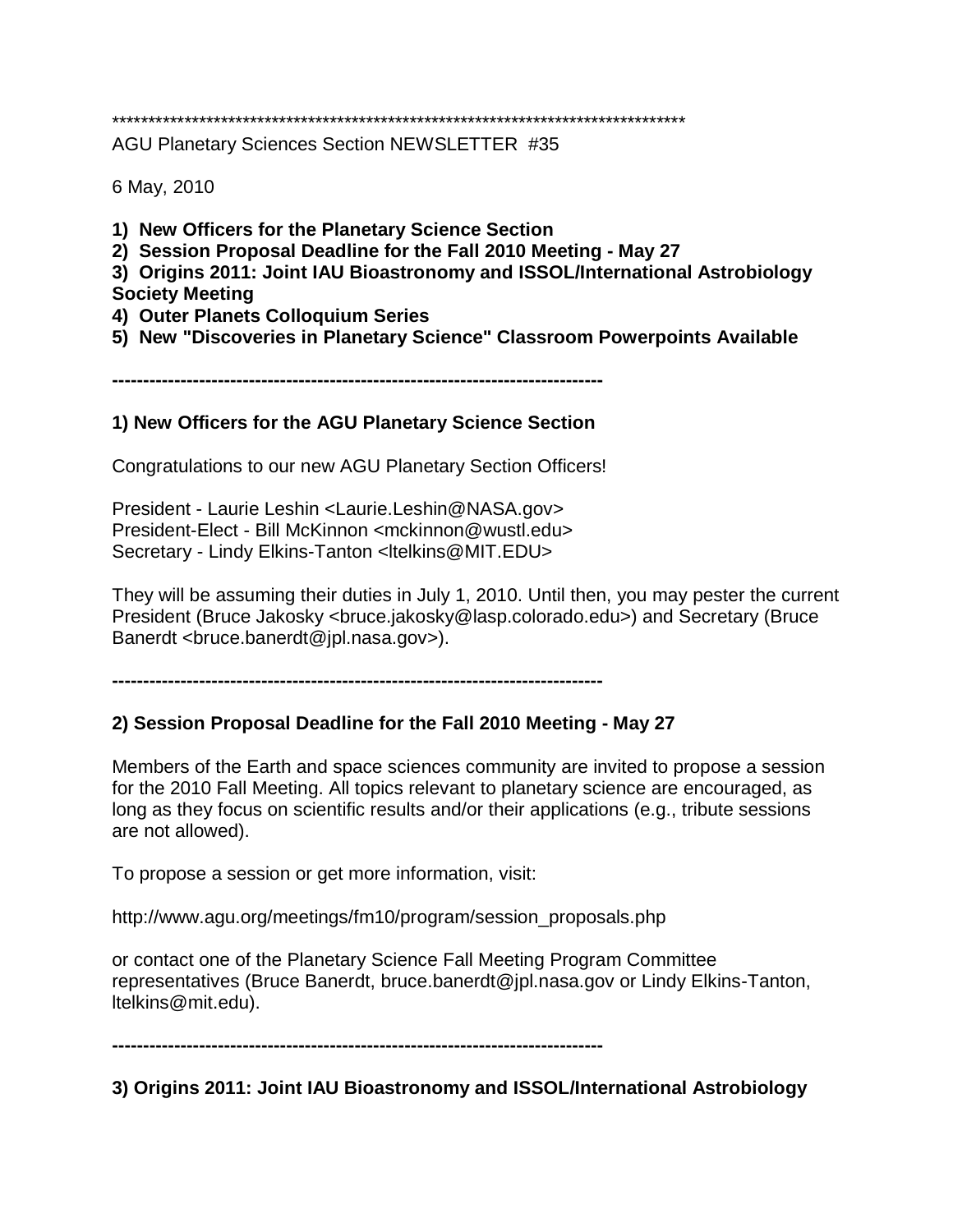********************************************************************************

AGU Planetary Sciences Section NEWSLETTER #35

6 May, 2010

**1) New Officers for the Planetary Science Section**
**2) Session Proposal Deadline for the Fall 2010 Meeting - May 27**
**3) Origins 2011: Joint IAU Bioastronomy and ISSOL/International Astrobiology Society Meeting**
**4) Outer Planets Colloquium Series**
**5) New "Discoveries in Planetary Science" Classroom Powerpoints Available**

**------------------------------------------------------------------------------**

## 1) New Officers for the AGU Planetary Science Section

Congratulations to our new AGU Planetary Section Officers!

President - Laurie Leshin <Laurie.Leshin@NASA.gov>
President-Elect - Bill McKinnon <mckinnon@wustl.edu>
Secretary - Lindy Elkins-Tanton <ltelkins@MIT.EDU>

They will be assuming their duties in July 1, 2010. Until then, you may pester the current President (Bruce Jakosky <bruce.jakosky@lasp.colorado.edu>) and Secretary (Bruce Banerdt <bruce.banerdt@jpl.nasa.gov>).

**------------------------------------------------------------------------------**

## 2) Session Proposal Deadline for the Fall 2010 Meeting - May 27

Members of the Earth and space sciences community are invited to propose a session for the 2010 Fall Meeting. All topics relevant to planetary science are encouraged, as long as they focus on scientific results and/or their applications (e.g., tribute sessions are not allowed).

To propose a session or get more information, visit:

http://www.agu.org/meetings/fm10/program/session_proposals.php

or contact one of the Planetary Science Fall Meeting Program Committee representatives (Bruce Banerdt, bruce.banerdt@jpl.nasa.gov or Lindy Elkins-Tanton, ltelkins@mit.edu).

**------------------------------------------------------------------------------**

## 3) Origins 2011: Joint IAU Bioastronomy and ISSOL/International Astrobiology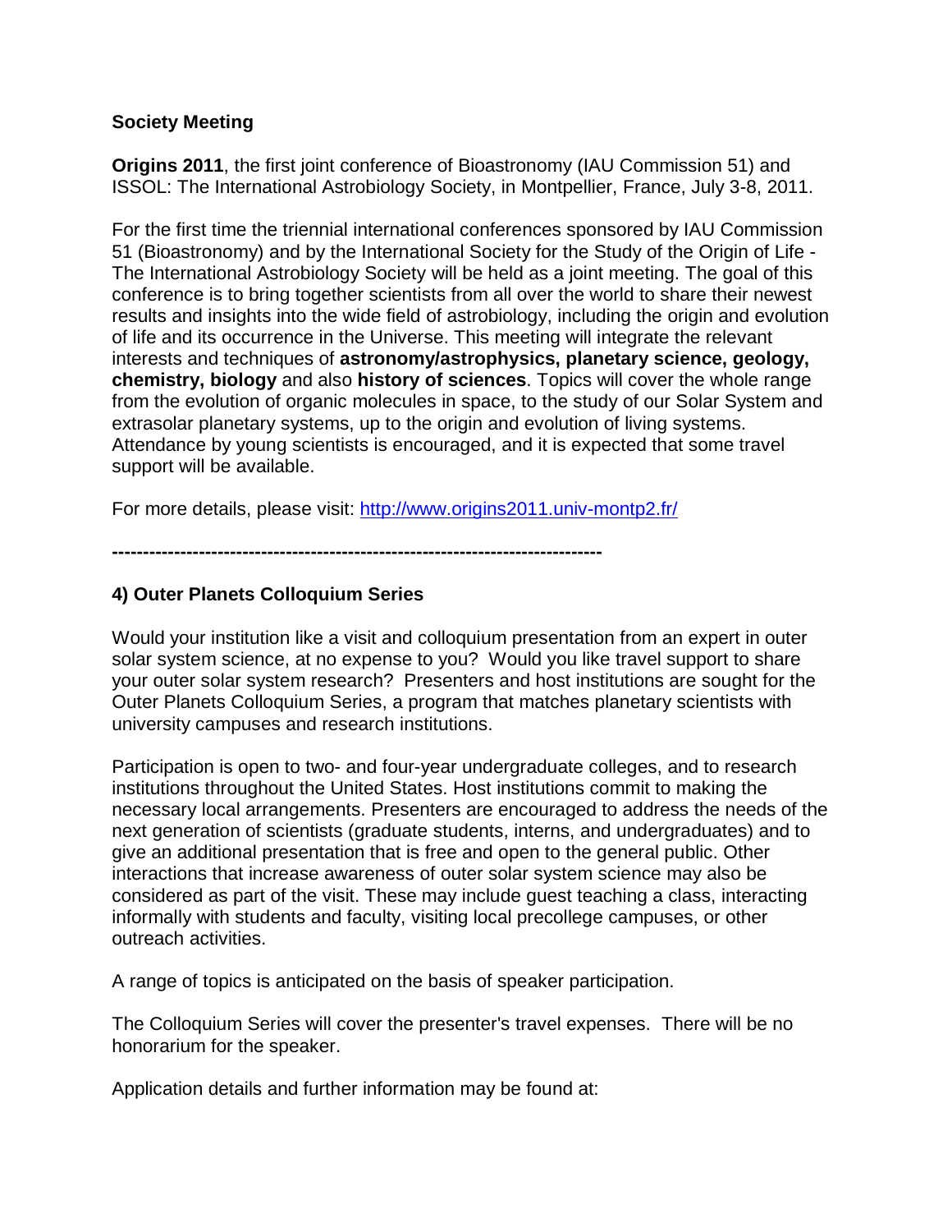**Society Meeting**

**Origins 2011**, the first joint conference of Bioastronomy (IAU Commission 51) and ISSOL: The International Astrobiology Society, in Montpellier, France, July 3-8, 2011.

For the first time the triennial international conferences sponsored by IAU Commission 51 (Bioastronomy) and by the International Society for the Study of the Origin of Life - The International Astrobiology Society will be held as a joint meeting. The goal of this conference is to bring together scientists from all over the world to share their newest results and insights into the wide field of astrobiology, including the origin and evolution of life and its occurrence in the Universe. This meeting will integrate the relevant interests and techniques of **astronomy/astrophysics, planetary science, geology, chemistry, biology** and also **history of sciences**. Topics will cover the whole range from the evolution of organic molecules in space, to the study of our Solar System and extrasolar planetary systems, up to the origin and evolution of living systems. Attendance by young scientists is encouraged, and it is expected that some travel support will be available.

For more details, please visit: [http://www.origins2011.univ-montp2.fr/](http://www.origins2011.univ-montp2.fr/)

**--------------------------------------------------------------------------------**

**4) Outer Planets Colloquium Series**

Would your institution like a visit and colloquium presentation from an expert in outer solar system science, at no expense to you? Would you like travel support to share your outer solar system research? Presenters and host institutions are sought for the Outer Planets Colloquium Series, a program that matches planetary scientists with university campuses and research institutions.

Participation is open to two- and four-year undergraduate colleges, and to research institutions throughout the United States. Host institutions commit to making the necessary local arrangements. Presenters are encouraged to address the needs of the next generation of scientists (graduate students, interns, and undergraduates) and to give an additional presentation that is free and open to the general public. Other interactions that increase awareness of outer solar system science may also be considered as part of the visit. These may include guest teaching a class, interacting informally with students and faculty, visiting local precollege campuses, or other outreach activities.

A range of topics is anticipated on the basis of speaker participation.

The Colloquium Series will cover the presenter's travel expenses. There will be no honorarium for the speaker.

Application details and further information may be found at: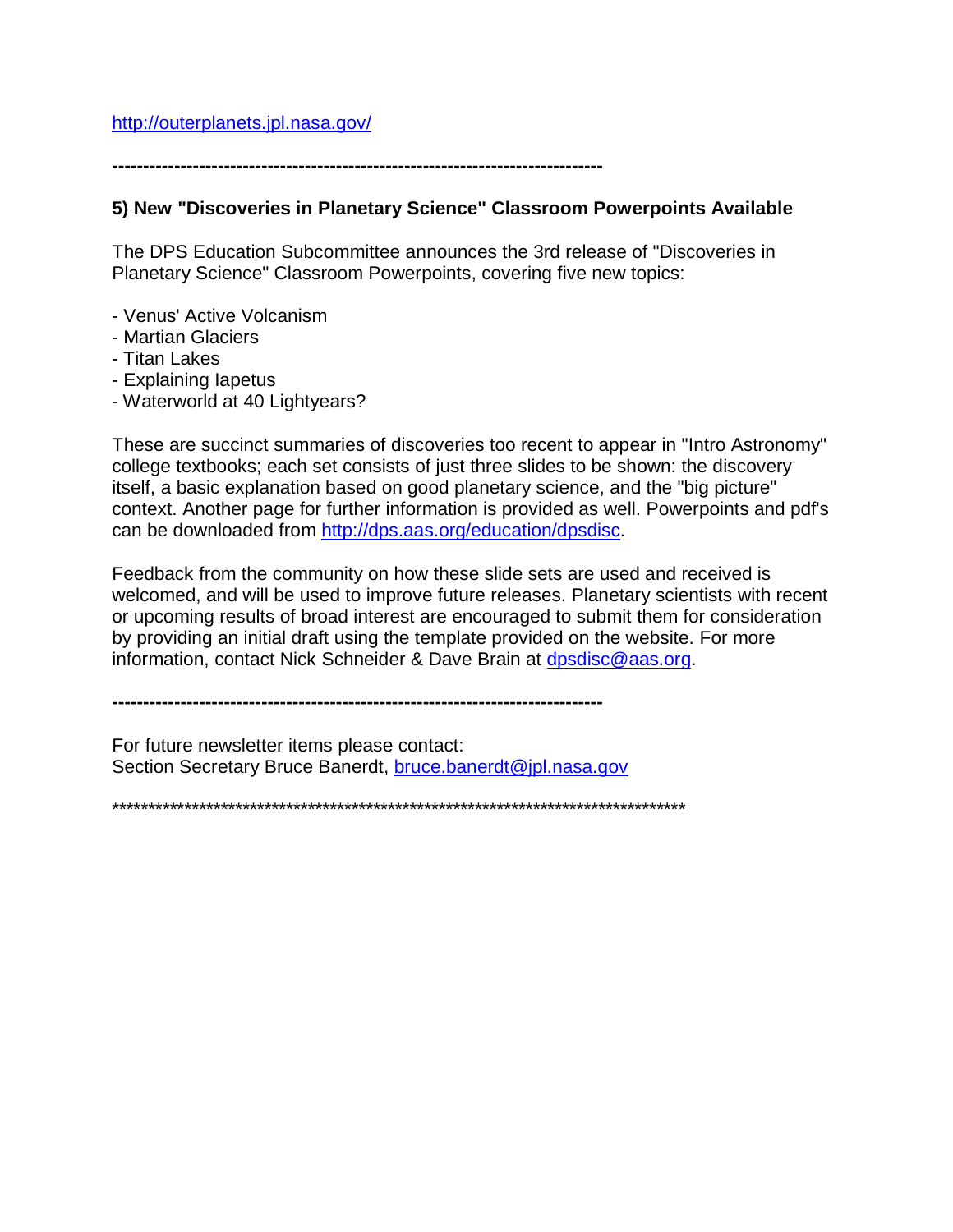http://outerplanets.jpl.nasa.gov/

--------------------------------------------------------------------------------

**5) New "Discoveries in Planetary Science" Classroom Powerpoints Available**

The DPS Education Subcommittee announces the 3rd release of "Discoveries in Planetary Science" Classroom Powerpoints, covering five new topics:

- Venus' Active Volcanism
- Martian Glaciers
- Titan Lakes
- Explaining Iapetus
- Waterworld at 40 Lightyears?

These are succinct summaries of discoveries too recent to appear in "Intro Astronomy" college textbooks; each set consists of just three slides to be shown: the discovery itself, a basic explanation based on good planetary science, and the "big picture" context. Another page for further information is provided as well. Powerpoints and pdf's can be downloaded from http://dps.aas.org/education/dpsdisc.

Feedback from the community on how these slide sets are used and received is welcomed, and will be used to improve future releases. Planetary scientists with recent or upcoming results of broad interest are encouraged to submit them for consideration by providing an initial draft using the template provided on the website. For more information, contact Nick Schneider & Dave Brain at dpsdisc@aas.org.

--------------------------------------------------------------------------------

For future newsletter items please contact:
Section Secretary Bruce Banerdt, bruce.banerdt@jpl.nasa.gov

********************************************************************************